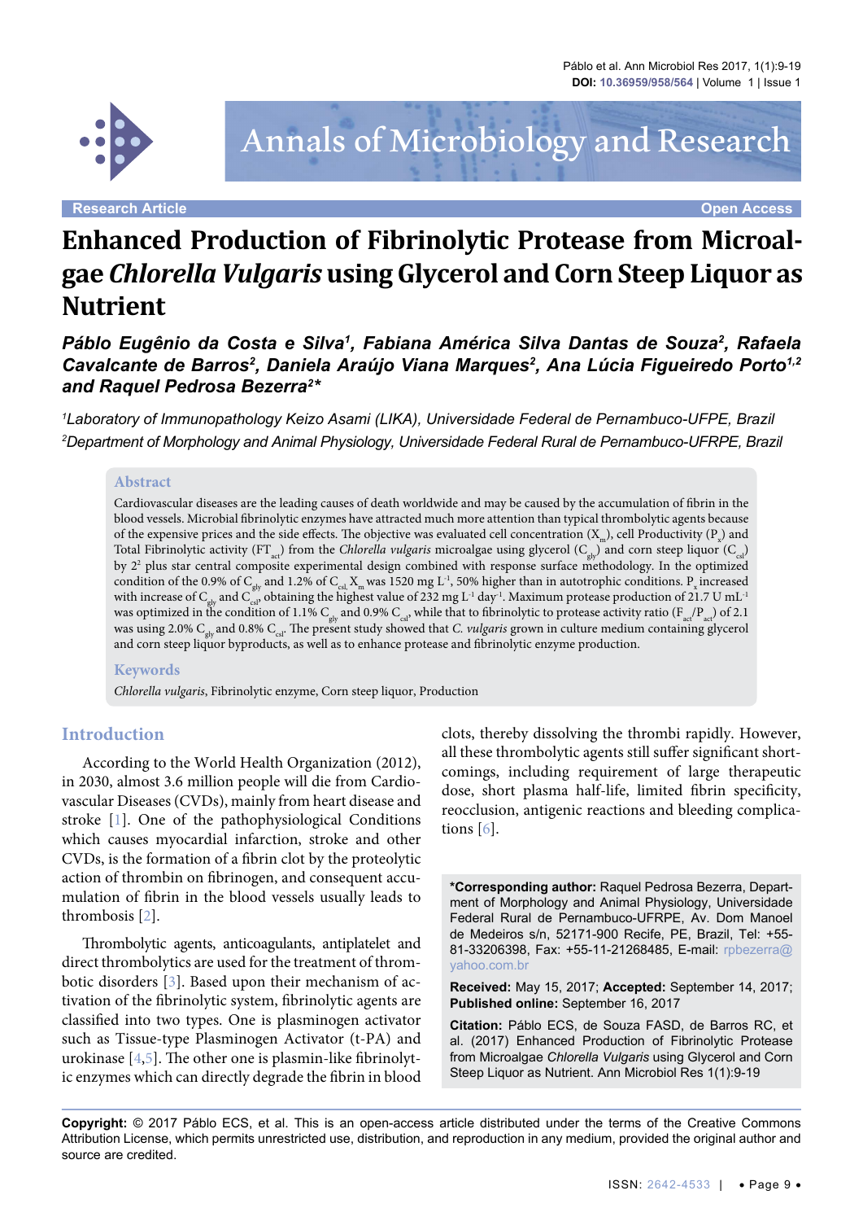Research Article | Open Access

# Enhanced Production of Fibrinolytic Protease from Microalgae *Chlorella Vulgaris* using Glycerol and Corn Steep Liquor as Nutrient

***Páblo Eugênio da Costa e Silva[1], Fabiana América Silva Dantas de Souza[2], Rafaela Cavalcante de Barros[2], Daniela Araújo Viana Marques[2], Ana Lúcia Figueiredo Porto[1,2] and Raquel Pedrosa Bezerra[2]****

*[1]Laboratory of Immunopathology Keizo Asami (LIKA), Universidade Federal de Pernambuco-UFPE, Brazil*

*[2]Department of Morphology and Animal Physiology, Universidade Federal Rural de Pernambuco-UFRPE, Brazil*

## Abstract

Cardiovascular diseases are the leading causes of death worldwide and may be caused by the accumulation of fibrin in the blood vessels. Microbial fibrinolytic enzymes have attracted much more attention than typical thrombolytic agents because of the expensive prices and the side effects. The objective was evaluated cell concentration ($X_m$), cell Productivity ($P_x$) and Total Fibrinolytic activity ($FT_{act}$) from the *Chlorella vulgaris* microalgae using glycerol ($C_{gly}$) and corn steep liquor ($C_{csl}$) by $2^2$ plus star central composite experimental design combined with response surface methodology. In the optimized condition of the 0.9% of $C_{gly}$ and 1.2% of $C_{csl}$ $X_m$ was 1520 mg $L^{-1}$, 50% higher than in autotrophic conditions. $P_x$ increased with increase of $C_{gly}$ and $C_{csl}$, obtaining the highest value of 232 mg $L^{-1}$ $day^{-1}$. Maximum protease production of 21.7 U $mL^{-1}$ was optimized in the condition of 1.1% $C_{gly}$ and 0.9% $C_{csl}$, while that to fibrinolytic to protease activity ratio ($F_{act}/P_{act}$) of 2.1 was using 2.0% $C_{gly}$ and 0.8% $C_{csl}$. The present study showed that *C. vulgaris* grown in culture medium containing glycerol and corn steep liquor byproducts, as well as to enhance protease and fibrinolytic enzyme production.

## Keywords

*Chlorella vulgaris*, Fibrinolytic enzyme, Corn steep liquor, Production

## Introduction

According to the World Health Organization (2012), in 2030, almost 3.6 million people will die from Cardiovascular Diseases (CVDs), mainly from heart disease and stroke [1]. One of the pathophysiological Conditions which causes myocardial infarction, stroke and other CVDs, is the formation of a fibrin clot by the proteolytic action of thrombin on fibrinogen, and consequent accumulation of fibrin in the blood vessels usually leads to thrombosis [2].

Thrombolytic agents, anticoagulants, antiplatelet and direct thrombolytics are used for the treatment of thrombotic disorders [3]. Based upon their mechanism of activation of the fibrinolytic system, fibrinolytic agents are classified into two types. One is plasminogen activator such as Tissue-type Plasminogen Activator (t-PA) and urokinase [4,5]. The other one is plasmin-like fibrinolytic enzymes which can directly degrade the fibrin in blood clots, thereby dissolving the thrombi rapidly. However, all these thrombolytic agents still suffer significant shortcomings, including requirement of large therapeutic dose, short plasma half-life, limited fibrin specificity, reocclusion, antigenic reactions and bleeding complications [6].

**\*Corresponding author:** Raquel Pedrosa Bezerra, Department of Morphology and Animal Physiology, Universidade Federal Rural de Pernambuco-UFRPE, Av. Dom Manoel de Medeiros s/n, 52171-900 Recife, PE, Brazil, Tel: +55-81-33206398, Fax: +55-11-21268485, E-mail: rpbezerra@yahoo.com.br

**Received:** May 15, 2017; **Accepted:** September 14, 2017; **Published online:** September 16, 2017

**Citation:** Páblo ECS, de Souza FASD, de Barros RC, et al. (2017) Enhanced Production of Fibrinolytic Protease from Microalgae *Chlorella Vulgaris* using Glycerol and Corn Steep Liquor as Nutrient. Ann Microbiol Res 1(1):9-19

**Copyright:** © 2017 Páblo ECS, et al. This is an open-access article distributed under the terms of the Creative Commons Attribution License, which permits unrestricted use, distribution, and reproduction in any medium, provided the original author and source are credited.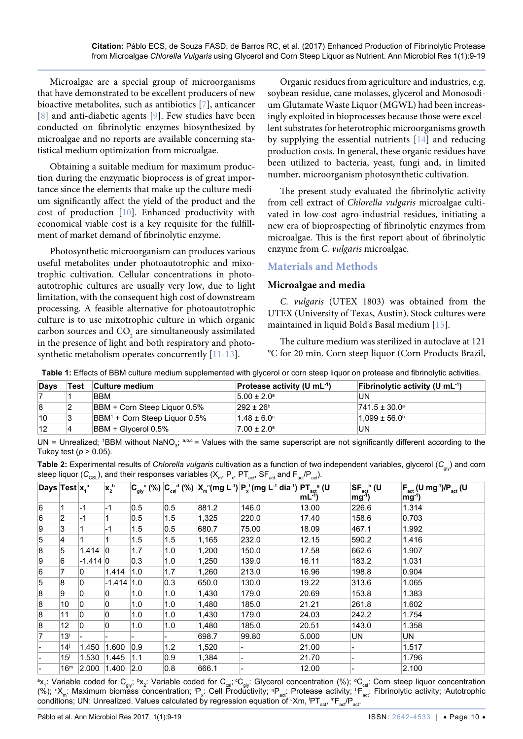Microalgae are a special group of microorganisms that have demonstrated to be excellent producers of new bioactive metabolites, such as antibiotics [7], anticancer [8] and anti-diabetic agents [9]. Few studies have been conducted on fibrinolytic enzymes biosynthesized by microalgae and no reports are available concerning statistical medium optimization from microalgae.

Obtaining a suitable medium for maximum production during the enzymatic bioprocess is of great importance since the elements that make up the culture medium significantly affect the yield of the product and the cost of production [10]. Enhanced productivity with economical viable cost is a key requisite for the fulfillment of market demand of fibrinolytic enzyme.

Photosynthetic microorganism can produces various useful metabolites under photoautotrophic and mixotrophic cultivation. Cellular concentrations in photoautotrophic cultures are usually very low, due to light limitation, with the consequent high cost of downstream processing. A feasible alternative for photoautotrophic culture is to use mixotrophic culture in which organic carbon sources and $CO_2$ are simultaneously assimilated in the presence of light and both respiratory and photosynthetic metabolism operates concurrently [11-13].

Organic residues from agriculture and industries, e.g. soybean residue, cane molasses, glycerol and Monosodium Glutamate Waste Liquor (MGWL) had been increasingly exploited in bioprocesses because those were excellent substrates for heterotrophic microorganisms growth by supplying the essential nutrients [14] and reducing production costs. In general, these organic residues have been utilized to bacteria, yeast, fungi and, in limited number, microorganism photosynthetic cultivation.

The present study evaluated the fibrinolytic activity from cell extract of *Chlorella vulgaris* microalgae cultivated in low-cost agro-industrial residues, initiating a new era of bioprospecting of fibrinolytic enzymes from microalgae. This is the first report about of fibrinolytic enzyme from *C. vulgaris* microalgae.

## Materials and Methods

### Microalgae and media

*C. vulgaris* (UTEX 1803) was obtained from the UTEX (University of Texas, Austin). Stock cultures were maintained in liquid Bold's Basal medium [15].

The culture medium was sterilized in autoclave at 121 °C for 20 min. Corn steep liquor (Corn Products Brazil,

**Table 1:** Effects of BBM culture medium supplemented with glycerol or corn steep liquor on protease and fibrinolytic activities.

| Days | Test | Culture medium | Protease activity (U $mL^{-1}$) | Fibrinolytic activity (U $mL^{-1}$) |
|---|---|---|---|---|
| 7 | 1 | BBM | 5.00 ± 2.0[a] | UN |
| 8 | 2 | BBM + Corn Steep Liquor 0.5% | 292 ± 26[b] | 741.5 ± 30.0[a] |
| 10 | 3 | BBM[1] + Corn Steep Liquor 0.5% | 1.48 ± 6.0[c] | 1,099 ± 56.0[b] |
| 12 | 4 | BBM + Glycerol 0.5% | 7.00 ± 2.0[a] | UN |

UN = Unrealized; [1]BBM without $NaNO_3$; [a,b,c] = Values with the same superscript are not significantly different according to the Tukey test ($p > 0.05$).

**Table 2:** Experimental results of *Chlorella vulgaris* cultivation as a function of two independent variables, glycerol ($C_{gly}$) and corn steep liquor ($C_{CSL}$), and their responses variables ($X_m$, $P_x$, $PT_{act}$, $SF_{act}$ and $F_{act}/P_{act}$).

| Days | Test | $x_1$[a] | $x_2$[b] | $C_{gly}$[c] (%) | $C_{csl}$[d] (%) | $X_m$[e] (mg $L^{-1}$) | $P_x$[f] (mg $L^{-1}$ $dia^{-1}$) | $PT_{act}$[g] (U $mL^{-1}$) | $SF_{act}$[h] (U $mg^{-1}$) | $F_{act}$ (U $mg^{-1}$)/$P_{act}$ (U $mg^{-1}$) |
|---|---|---|---|---|---|---|---|---|---|---|
| 6 | 1 | -1 | -1 | 0.5 | 0.5 | 881.2 | 146.0 | 13.00 | 226.6 | 1.314 |
| 6 | 2 | -1 | 1 | 0.5 | 1.5 | 1,325 | 220.0 | 17.40 | 158.6 | 0.703 |
| 9 | 3 | 1 | -1 | 1.5 | 0.5 | 680.7 | 75.00 | 18.09 | 467.1 | 1.992 |
| 5 | 4 | 1 | 1 | 1.5 | 1.5 | 1,165 | 232.0 | 12.15 | 590.2 | 1.416 |
| 8 | 5 | 1.414 | 0 | 1.7 | 1.0 | 1,200 | 150.0 | 17.58 | 662.6 | 1.907 |
| 9 | 6 | -1.414 | 0 | 0.3 | 1.0 | 1,250 | 139.0 | 16.11 | 183.2 | 1.031 |
| 6 | 7 | 0 | 1.414 | 1.0 | 1.7 | 1,260 | 213.0 | 16.96 | 198.8 | 0.904 |
| 5 | 8 | 0 | -1.414 | 1.0 | 0.3 | 650.0 | 130.0 | 19.22 | 313.6 | 1.065 |
| 8 | 9 | 0 | 0 | 1.0 | 1.0 | 1,430 | 179.0 | 20.69 | 153.8 | 1.383 |
| 8 | 10 | 0 | 0 | 1.0 | 1.0 | 1,480 | 185.0 | 21.21 | 261.8 | 1.602 |
| 8 | 11 | 0 | 0 | 1.0 | 1.0 | 1,430 | 179.0 | 24.03 | 242.2 | 1.754 |
| 8 | 12 | 0 | 0 | 1.0 | 1.0 | 1,480 | 185.0 | 20.51 | 143.0 | 1.358 |
| 7 | 13[i] | - | - | - | - | 698.7 | 99.80 | 5.000 | UN | UN |
| - | 14[j] | 1.450 | 1.600 | 0.9 | 1.2 | 1,520 | - | 21.00 | - | 1.517 |
| - | 15[l] | 1.530 | 1.445 | 1.1 | 0.9 | 1,384 | - | 21.70 | - | 1.796 |
| - | 16[m] | 2.000 | 1.400 | 2.0 | 0.8 | 666.1 | - | 12.00 | - | 2.100 |

[a]$x_1$: Variable coded for $C_{gly}$; [b]$x_2$: Variable coded for $C_{csl}$; [c]$C_{gly}$: Glycerol concentration (%); [d]$C_{csl}$: Corn steep liquor concentration (%); [e]$X_m$: Maximum biomass concentration; [f]$P_x$: Cell Productivity; [g]$P_{act}$: Protease activity; [h]$F_{act}$: Fibrinolytic activity; [i]Autotrophic conditions; UN: Unrealized. Values calculated by regression equation of [j]Xm, [l]$PT_{act}$, [m]$F_{act}/P_{act}$.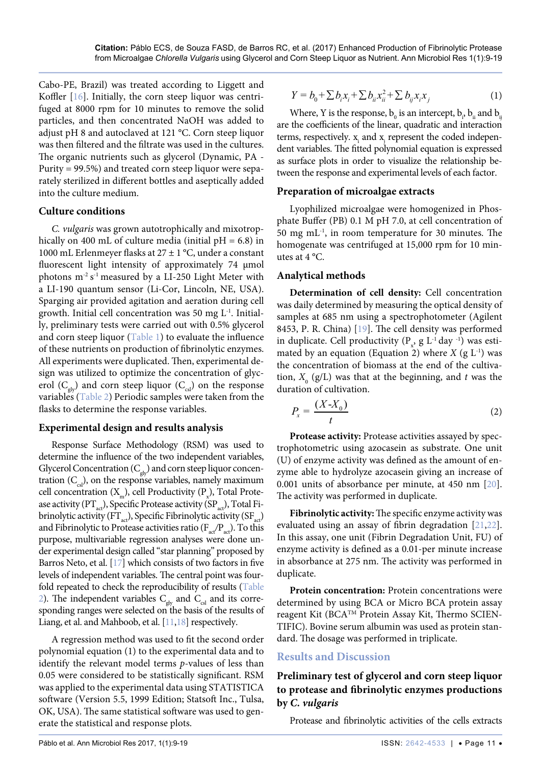Cabo-PE, Brazil) was treated according to Liggett and Koffler [16]. Initially, the corn steep liquor was centrifuged at 8000 rpm for 10 minutes to remove the solid particles, and then concentrated NaOH was added to adjust pH 8 and autoclaved at 121 °C. Corn steep liquor was then filtered and the filtrate was used in the cultures. The organic nutrients such as glycerol (Dynamic, PA - Purity = 99.5%) and treated corn steep liquor were separately sterilized in different bottles and aseptically added into the culture medium.

### Culture conditions

*C. vulgaris* was grown autotrophically and mixotrophically on 400 mL of culture media (initial pH = 6.8) in 1000 mL Erlenmeyer flasks at 27 ± 1 °C, under a constant fluorescent light intensity of approximately 74 µmol photons $m^{-2}$ $s^{-1}$ measured by a LI-250 Light Meter with a LI-190 quantum sensor (Li-Cor, Lincoln, NE, USA). Sparging air provided agitation and aeration during cell growth. Initial cell concentration was 50 mg $L^{-1}$. Initially, preliminary tests were carried out with 0.5% glycerol and corn steep liquor (Table 1) to evaluate the influence of these nutrients on production of fibrinolytic enzymes. All experiments were duplicated. Then, experimental design was utilized to optimize the concentration of glycerol ($C_{gly}$) and corn steep liquor ($C_{csl}$) on the response variables (Table 2) Periodic samples were taken from the flasks to determine the response variables.

### Experimental design and results analysis

Response Surface Methodology (RSM) was used to determine the influence of the two independent variables, Glycerol Concentration ($C_{gly}$) and corn steep liquor concentration ($C_{csl}$), on the response variables, namely maximum cell concentration ($X_m$), cell Productivity ($P_x$), Total Protease activity ($PT_{act}$), Specific Protease activity ($SP_{act}$), Total Fibrinolytic activity ($FT_{act}$), Specific Fibrinolytic activity ($SF_{act}$) and Fibrinolytic to Protease activities ratio ($F_{act}/P_{act}$). To this purpose, multivariable regression analyses were done under experimental design called "star planning" proposed by Barros Neto, et al. [17] which consists of two factors in five levels of independent variables. The central point was fourfold repeated to check the reproducibility of results (Table 2). The independent variables $C_{gly}$ and $C_{csl}$ and its corresponding ranges were selected on the basis of the results of Liang, et al. and Mahboob, et al. [11,18] respectively.

A regression method was used to fit the second order polynomial equation (1) to the experimental data and to identify the relevant model terms *p*-values of less than 0.05 were considered to be statistically significant. RSM was applied to the experimental data using STATISTICA software (Version 5.5, 1999 Edition; Statsoft Inc., Tulsa, OK, USA). The same statistical software was used to generate the statistical and response plots.

$$Y = b_0 + \sum b_i x_i + \sum b_{ii} x_{ii}^2 + \sum b_{ij} x_i x_j \quad (1)$$

Where, Y is the response, $b_0$ is an intercept, $b_i$, $b_{ii}$ and $b_{ij}$ are the coefficients of the linear, quadratic and interaction terms, respectively. $x_i$ and $x_j$ represent the coded independent variables. The fitted polynomial equation is expressed as surface plots in order to visualize the relationship between the response and experimental levels of each factor.

### Preparation of microalgae extracts

Lyophilized microalgae were homogenized in Phosphate Buffer (PB) 0.1 M pH 7.0, at cell concentration of 50 mg $mL^{-1}$, in room temperature for 30 minutes. The homogenate was centrifuged at 15,000 rpm for 10 minutes at 4 °C.

### Analytical methods

**Determination of cell density:** Cell concentration was daily determined by measuring the optical density of samples at 685 nm using a spectrophotometer (Agilent 8453, P. R. China) [19]. The cell density was performed in duplicate. Cell productivity ($P_x$, g $L^{-1}$ $day^{-1}$) was estimated by an equation (Equation 2) where $X$ (g $L^{-1}$) was the concentration of biomass at the end of the cultivation, $X_0$ (g/L) was that at the beginning, and $t$ was the duration of cultivation.

$$P_x = \frac{(X - X_0)}{t} \quad (2)$$

**Protease activity:** Protease activities assayed by spectrophotometric using azocasein as substrate. One unit (U) of enzyme activity was defined as the amount of enzyme able to hydrolyze azocasein giving an increase of 0.001 units of absorbance per minute, at 450 nm [20]. The activity was performed in duplicate.

**Fibrinolytic activity:** The specific enzyme activity was evaluated using an assay of fibrin degradation [21,22]. In this assay, one unit (Fibrin Degradation Unit, FU) of enzyme activity is defined as a 0.01-per minute increase in absorbance at 275 nm. The activity was performed in duplicate.

**Protein concentration:** Protein concentrations were determined by using BCA or Micro BCA protein assay reagent Kit (BCA™ Protein Assay Kit, Thermo SCIENTIFIC). Bovine serum albumin was used as protein standard. The dosage was performed in triplicate.

## Results and Discussion

### Preliminary test of glycerol and corn steep liquor to protease and fibrinolytic enzymes productions by *C. vulgaris*

Protease and fibrinolytic activities of the cells extracts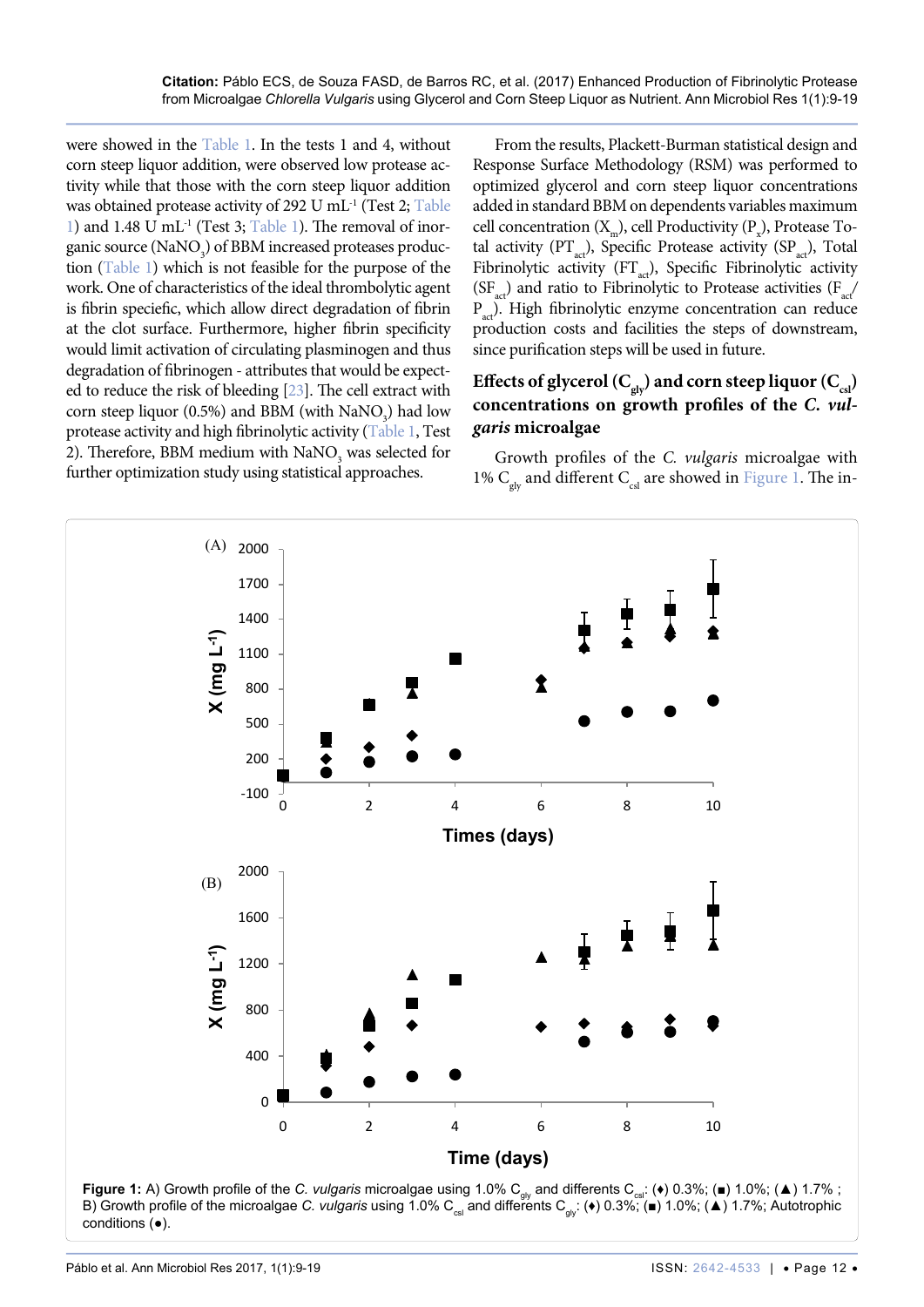were showed in the Table 1. In the tests 1 and 4, without corn steep liquor addition, were observed low protease activity while that those with the corn steep liquor addition was obtained protease activity of 292 U $mL^{-1}$ (Test 2; Table 1) and 1.48 U $mL^{-1}$ (Test 3; Table 1). The removal of inorganic source ($NaNO_3$) of BBM increased proteases production (Table 1) which is not feasible for the purpose of the work. One of characteristics of the ideal thrombolytic agent is fibrin speciefic, which allow direct degradation of fibrin at the clot surface. Furthermore, higher fibrin specificity would limit activation of circulating plasminogen and thus degradation of fibrinogen - attributes that would be expected to reduce the risk of bleeding [23]. The cell extract with corn steep liquor (0.5%) and BBM (with $NaNO_3$) had low protease activity and high fibrinolytic activity (Table 1, Test 2). Therefore, BBM medium with $NaNO_3$ was selected for further optimization study using statistical approaches.

From the results, Plackett-Burman statistical design and Response Surface Methodology (RSM) was performed to optimized glycerol and corn steep liquor concentrations added in standard BBM on dependents variables maximum cell concentration ($X_m$), cell Productivity ($P_x$), Protease Total activity ($PT_{act}$), Specific Protease activity ($SP_{act}$), Total Fibrinolytic activity ($FT_{act}$), Specific Fibrinolytic activity ($SF_{act}$) and ratio to Fibrinolytic to Protease activities ($F_{act}$/$P_{act}$). High fibrinolytic enzyme concentration can reduce production costs and facilities the steps of downstream, since purification steps will be used in future.

## Effects of glycerol ($C_{gly}$) and corn steep liquor ($C_{csl}$) concentrations on growth profiles of the *C. vulgaris* microalgae

Growth profiles of the *C. vulgaris* microalgae with 1% $C_{gly}$ and different $C_{csl}$ are showed in Figure 1. The in-

**Figure 1:** A) Growth profile of the *C. vulgaris* microalgae using 1.0% $C_{gly}$ and differents $C_{csl}$: (♦) 0.3%; (■) 1.0%; (▲) 1.7% ; B) Growth profile of the microalgae *C. vulgaris* using 1.0% $C_{csl}$ and differents $C_{gly}$: (♦) 0.3%; (■) 1.0%; (▲) 1.7%; Autotrophic conditions (●).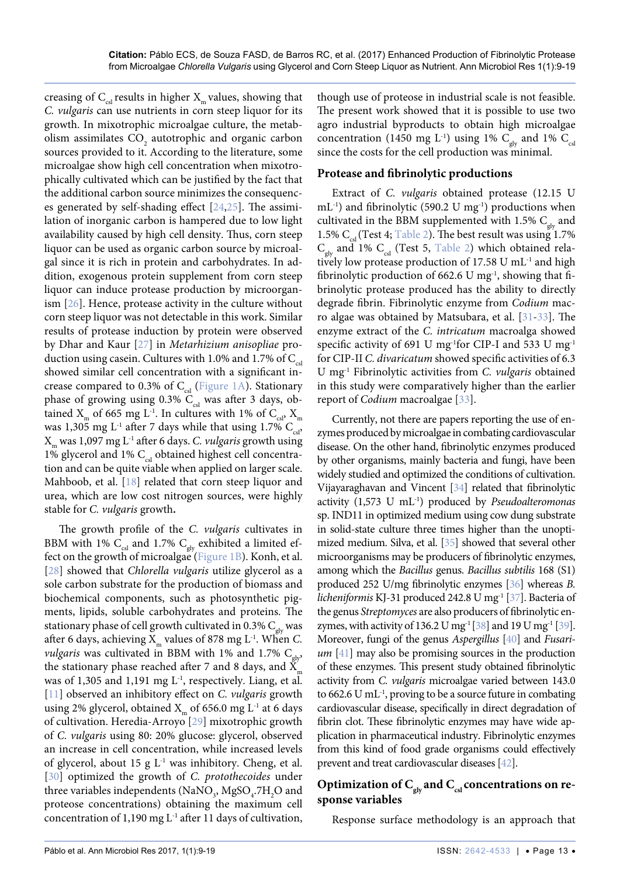creasing of $C_{csl}$ results in higher $X_m$ values, showing that *C. vulgaris* can use nutrients in corn steep liquor for its growth. In mixotrophic microalgae culture, the metabolism assimilates $CO_2$ autotrophic and organic carbon sources provided to it. According to the literature, some microalgae show high cell concentration when mixotrophically cultivated which can be justified by the fact that the additional carbon source minimizes the consequences generated by self-shading effect [24,25]. The assimilation of inorganic carbon is hampered due to low light availability caused by high cell density. Thus, corn steep liquor can be used as organic carbon source by microalgal since it is rich in protein and carbohydrates. In addition, exogenous protein supplement from corn steep liquor can induce protease production by microorganism [26]. Hence, protease activity in the culture without corn steep liquor was not detectable in this work. Similar results of protease induction by protein were observed by Dhar and Kaur [27] in *Metarhizium anisopliae* production using casein. Cultures with 1.0% and 1.7% of $C_{csl}$ showed similar cell concentration with a significant increase compared to 0.3% of $C_{csl}$ (Figure 1A). Stationary phase of growing using 0.3% $C_{csl}$ was after 3 days, obtained $X_m$ of 665 mg $L^{-1}$. In cultures with 1% of $C_{csl}$, $X_m$ was 1,305 mg $L^{-1}$ after 7 days while that using 1.7% $C_{csl}$, $X_m$ was 1,097 mg $L^{-1}$ after 6 days. *C. vulgaris* growth using 1% glycerol and 1% $C_{csl}$ obtained highest cell concentration and can be quite viable when applied on larger scale. Mahboob, et al. [18] related that corn steep liquor and urea, which are low cost nitrogen sources, were highly stable for *C. vulgaris* growth.

The growth profile of the *C. vulgaris* cultivates in BBM with 1% $C_{csl}$ and 1.7% $C_{gly}$ exhibited a limited effect on the growth of microalgae (Figure 1B). Konh, et al. [28] showed that *Chlorella vulgaris* utilize glycerol as a sole carbon substrate for the production of biomass and biochemical components, such as photosynthetic pigments, lipids, soluble carbohydrates and proteins. The stationary phase of cell growth cultivated in 0.3% $C_{gly}$ was after 6 days, achieving $X_m$ values of 878 mg $L^{-1}$. When *C. vulgaris* was cultivated in BBM with 1% and 1.7% $C_{gly}$, the stationary phase reached after 7 and 8 days, and $X_m$ was of 1,305 and 1,191 mg $L^{-1}$, respectively. Liang, et al. [11] observed an inhibitory effect on *C. vulgaris* growth using 2% glycerol, obtained $X_m$ of 656.0 mg $L^{-1}$ at 6 days of cultivation. Heredia-Arroyo [29] mixotrophic growth of *C. vulgaris* using 80: 20% glucose: glycerol, observed an increase in cell concentration, while increased levels of glycerol, about 15 g $L^{-1}$ was inhibitory. Cheng, et al. [30] optimized the growth of *C. protothecoides* under three variables independents ($NaNO_3$, $MgSO_4.7H_2O$ and proteose concentrations) obtaining the maximum cell concentration of 1,190 mg $L^{-1}$ after 11 days of cultivation, though use of proteose in industrial scale is not feasible. The present work showed that it is possible to use two agro industrial byproducts to obtain high microalgae concentration (1450 mg $L^{-1}$) using 1% $C_{gly}$ and 1% $C_{csl}$ since the costs for the cell production was minimal.

## Protease and fibrinolytic productions

Extract of *C. vulgaris* obtained protease (12.15 U $mL^{-1}$) and fibrinolytic (590.2 U $mg^{-1}$) productions when cultivated in the BBM supplemented with 1.5% $C_{gly}$ and 1.5% $C_{csl}$ (Test 4; Table 2). The best result was using 1.7% $C_{gly}$ and 1% $C_{csl}$ (Test 5, Table 2) which obtained relatively low protease production of 17.58 U $mL^{-1}$ and high fibrinolytic production of 662.6 U $mg^{-1}$, showing that fibrinolytic protease produced has the ability to directly degrade fibrin. Fibrinolytic enzyme from *Codium* macro algae was obtained by Matsubara, et al. [31-33]. The enzyme extract of the *C. intricatum* macroalga showed specific activity of 691 U $mg^{-1}$for CIP-I and 533 U $mg^{-1}$ for CIP-II *C. divaricatum* showed specific activities of 6.3 U $mg^{-1}$ Fibrinolytic activities from *C. vulgaris* obtained in this study were comparatively higher than the earlier report of *Codium* macroalgae [33].

Currently, not there are papers reporting the use of enzymes produced by microalgae in combating cardiovascular disease. On the other hand, fibrinolytic enzymes produced by other organisms, mainly bacteria and fungi, have been widely studied and optimized the conditions of cultivation. Vijayaraghavan and Vincent [34] related that fibrinolytic activity (1,573 U $mL^{-1}$) produced by *Pseudoalteromonas* sp. IND11 in optimized medium using cow dung substrate in solid-state culture three times higher than the unoptimized medium. Silva, et al. [35] showed that several other microorganisms may be producers of fibrinolytic enzymes, among which the *Bacillus* genus. *Bacillus subtilis* 168 (S1) produced 252 U/mg fibrinolytic enzymes [36] whereas *B. licheniformis* KJ-31 produced 242.8 U $mg^{-1}$ [37]. Bacteria of the genus *Streptomyces* are also producers of fibrinolytic enzymes, with activity of 136.2 U $mg^{-1}$ [38] and 19 U $mg^{-1}$ [39]. Moreover, fungi of the genus *Aspergillus* [40] and *Fusarium* [41] may also be promising sources in the production of these enzymes. This present study obtained fibrinolytic activity from *C. vulgaris* microalgae varied between 143.0 to 662.6 U $mL^{-1}$, proving to be a source future in combating cardiovascular disease, specifically in direct degradation of fibrin clot. These fibrinolytic enzymes may have wide application in pharmaceutical industry. Fibrinolytic enzymes from this kind of food grade organisms could effectively prevent and treat cardiovascular diseases [42].

## Optimization of $C_{gly}$ and $C_{csl}$ concentrations on response variables

Response surface methodology is an approach that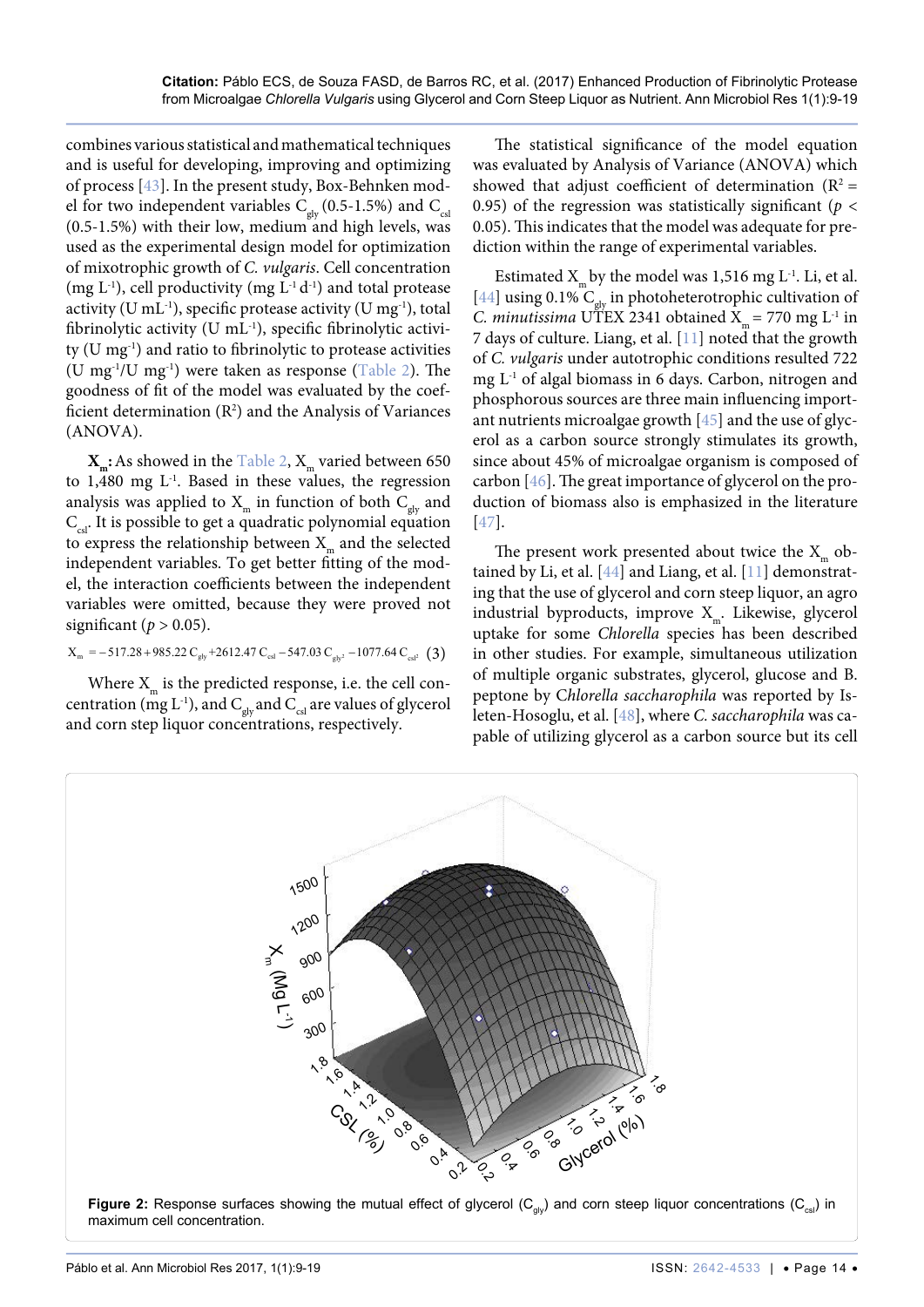combines various statistical and mathematical techniques and is useful for developing, improving and optimizing of process [43]. In the present study, Box-Behnken model for two independent variables $C_{gly}$ (0.5-1.5%) and $C_{csl}$ (0.5-1.5%) with their low, medium and high levels, was used as the experimental design model for optimization of mixotrophic growth of *C. vulgaris*. Cell concentration (mg $L^{-1}$), cell productivity (mg $L^{-1}$ $d^{-1}$) and total protease activity (U $mL^{-1}$), specific protease activity (U $mg^{-1}$), total fibrinolytic activity (U $mL^{-1}$), specific fibrinolytic activity (U $mg^{-1}$) and ratio to fibrinolytic to protease activities (U $mg^{-1}$/U $mg^{-1}$) were taken as response (Table 2). The goodness of fit of the model was evaluated by the coefficient determination ($R^2$) and the Analysis of Variances (ANOVA).

**$X_m$:** As showed in the Table 2, $X_m$ varied between 650 to 1,480 mg $L^{-1}$. Based in these values, the regression analysis was applied to $X_m$ in function of both $C_{gly}$ and $C_{csl}$. It is possible to get a quadratic polynomial equation to express the relationship between $X_m$ and the selected independent variables. To get better fitting of the model, the interaction coefficients between the independent variables were omitted, because they were proved not significant ($p > 0.05$).

$$X_m = -517.28 + 985.22\,C_{gly} + 2612.47\,C_{csl} - 547.03\,C_{gly^2} - 1077.64\,C_{csl^2} \quad (3)$$

Where $X_m$ is the predicted response, i.e. the cell concentration (mg $L^{-1}$), and $C_{gly}$ and $C_{csl}$ are values of glycerol and corn step liquor concentrations, respectively.

The statistical significance of the model equation was evaluated by Analysis of Variance (ANOVA) which showed that adjust coefficient of determination ($R^2$ = 0.95) of the regression was statistically significant ($p < 0.05$). This indicates that the model was adequate for prediction within the range of experimental variables.

Estimated $X_m$ by the model was 1,516 mg $L^{-1}$. Li, et al. [44] using 0.1% $C_{gly}$ in photoheterotrophic cultivation of *C. minutissima* UTEX 2341 obtained $X_m$ = 770 mg $L^{-1}$ in 7 days of culture. Liang, et al. [11] noted that the growth of *C. vulgaris* under autotrophic conditions resulted 722 mg $L^{-1}$ of algal biomass in 6 days. Carbon, nitrogen and phosphorous sources are three main influencing important nutrients microalgae growth [45] and the use of glycerol as a carbon source strongly stimulates its growth, since about 45% of microalgae organism is composed of carbon [46]. The great importance of glycerol on the production of biomass also is emphasized in the literature [47].

The present work presented about twice the $X_m$ obtained by Li, et al. [44] and Liang, et al. [11] demonstrating that the use of glycerol and corn steep liquor, an agro industrial byproducts, improve $X_m$. Likewise, glycerol uptake for some *Chlorella* species has been described in other studies. For example, simultaneous utilization of multiple organic substrates, glycerol, glucose and B. peptone by *Chlorella saccharophila* was reported by Isleten-Hosoglu, et al. [48], where *C. saccharophila* was capable of utilizing glycerol as a carbon source but its cell

**Figure 2:** Response surfaces showing the mutual effect of glycerol ($C_{gly}$) and corn steep liquor concentrations ($C_{csl}$) in maximum cell concentration.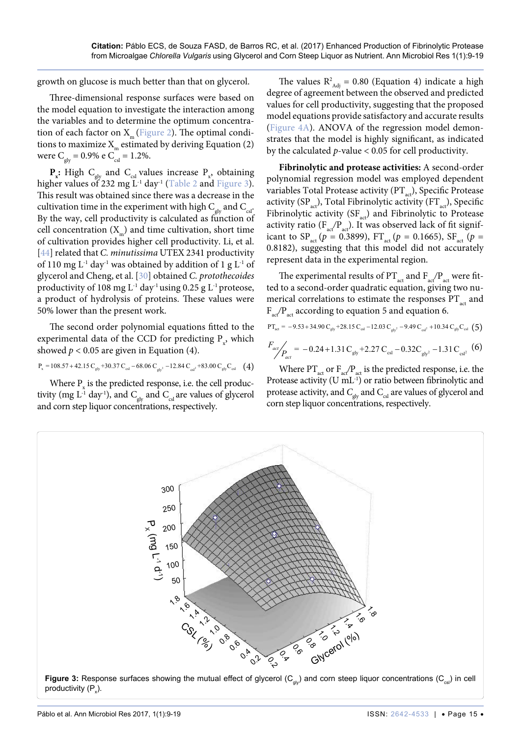growth on glucose is much better than that on glycerol.

Three-dimensional response surfaces were based on the model equation to investigate the interaction among the variables and to determine the optimum concentration of each factor on $X_m$ (Figure 2). The optimal conditions to maximize $X_m$ estimated by deriving Equation (2) were $C_{gly} = 0.9\%$ e $C_{csl} = 1.2\%$.

**$P_x$:** High $C_{gly}$ and $C_{csl}$ values increase $P_x$, obtaining higher values of 232 mg $L^{-1}$ $day^{-1}$ (Table 2 and Figure 3). This result was obtained since there was a decrease in the cultivation time in the experiment with high $C_{gly}$ and $C_{csl}$. By the way, cell productivity is calculated as function of cell concentration ($X_m$) and time cultivation, short time of cultivation provides higher cell productivity. Li, et al. [44] related that *C. minutissima* UTEX 2341 productivity of 110 mg $L^{-1}$ $day^{-1}$ was obtained by addition of 1 g $L^{-1}$ of glycerol and Cheng, et al. [30] obtained *C. protothecoides* productivity of 108 mg $L^{-1}$ $day^{-1}$ using 0.25 g $L^{-1}$ proteose, a product of hydrolysis of proteins. These values were 50% lower than the present work.

The second order polynomial equations fitted to the experimental data of the CCD for predicting $P_x$, which showed $p < 0.05$ are given in Equation (4).

$$P_x = 108.57 + 42.15\,C_{gly} + 30.37\,C_{csl} - 68.06\,C_{gly^2} - 12.84\,C_{csl^2} + 83.00\,C_{gly}C_{csl} \quad (4)$$

Where $P_x$ is the predicted response, i.e. the cell productivity (mg $L^{-1}$ $day^{-1}$), and $C_{gly}$ and $C_{csl}$ are values of glycerol and corn step liquor concentrations, respectively.

The values $R^2_{Adj} = 0.80$ (Equation 4) indicate a high degree of agreement between the observed and predicted values for cell productivity, suggesting that the proposed model equations provide satisfactory and accurate results (Figure 4A). ANOVA of the regression model demonstrates that the model is highly significant, as indicated by the calculated $p$-value < 0.05 for cell productivity.

**Fibrinolytic and protease activities:** A second-order polynomial regression model was employed dependent variables Total Protease activity ($PT_{act}$), Specific Protease activity ($SP_{act}$), Total Fibrinolytic activity ($FT_{act}$), Specific Fibrinolytic activity ($SF_{act}$) and Fibrinolytic to Protease activity ratio ($F_{act}/P_{act}$). It was observed lack of fit significant to $SP_{act}$ ($p = 0.3899$), $FT_{act}$ ($p = 0.1665$), $SF_{act}$ ($p = 0.8182$), suggesting that this model did not accurately represent data in the experimental region.

The experimental results of $PT_{act}$ and $F_{act}/P_{act}$ were fitted to a second-order quadratic equation, giving two numerical correlations to estimate the responses $PT_{act}$ and $F_{act}/P_{act}$ according to equation 5 and equation 6.

$$PT_{act} = -9.53 + 34.90\,C_{gly} + 28.15\,C_{csl} - 12.03\,C_{gly^2} - 9.49\,C_{csl^2} + 10.34\,C_{gly}C_{csl} \quad (5)$$

$$F_{act}/P_{act} = -0.24 + 1.31\,C_{gly} + 2.27\,C_{csl} - 0.32C_{gly^2} - 1.31\,C_{csl^2} \quad (6)$$

Where $PT_{act}$ or $F_{act}/P_{act}$ is the predicted response, i.e. the Protease activity (U $mL^{-1}$) or ratio between fibrinolytic and protease activity, and $C_{gly}$ and $C_{csl}$ are values of glycerol and corn step liquor concentrations, respectively.

**Figure 3:** Response surfaces showing the mutual effect of glycerol ($C_{gly}$) and corn steep liquor concentrations ($C_{csl}$) in cell productivity ($P_x$).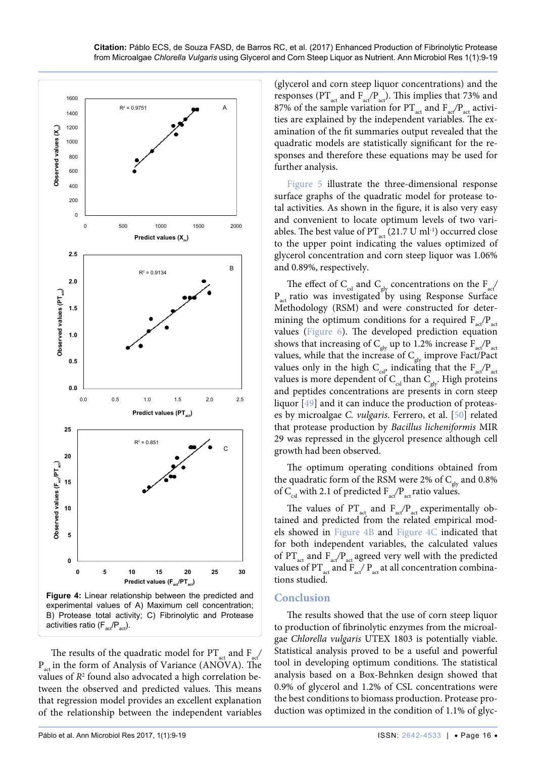Figure 4: Linear relationship between the predicted and experimental values of A) Maximum cell concentration; B) Protease total activity; C) Fibrinolytic and Protease activities ratio ($F_{act}/P_{act}$).

The results of the quadratic model for $PT_{act}$ and $F_{act}/P_{act}$ in the form of Analysis of Variance (ANOVA). The values of $R^2$ found also advocated a high correlation between the observed and predicted values. This means that regression model provides an excellent explanation of the relationship between the independent variables (glycerol and corn steep liquor concentrations) and the responses ($PT_{act}$ and $F_{act}/P_{act}$). This implies that 73% and 87% of the sample variation for $PT_{act}$ and $F_{act}/P_{act}$ activities are explained by the independent variables. The examination of the fit summaries output revealed that the quadratic models are statistically significant for the responses and therefore these equations may be used for further analysis.

Figure 5 illustrate the three-dimensional response surface graphs of the quadratic model for protease total activities. As shown in the figure, it is also very easy and convenient to locate optimum levels of two variables. The best value of $PT_{act}$ (21.7 U $ml^{-1}$) occurred close to the upper point indicating the values optimized of glycerol concentration and corn steep liquor was 1.06% and 0.89%, respectively.

The effect of $C_{csl}$ and $C_{gly}$ concentrations on the $F_{act}/P_{act}$ ratio was investigated by using Response Surface Methodology (RSM) and were constructed for determining the optimum conditions for a required $F_{act}/P_{act}$ values (Figure 6). The developed prediction equation shows that increasing of $C_{gly}$ up to 1.2% increase $F_{act}/P_{act}$ values, while that the increase of $C_{gly}$ improve Fact/Pact values only in the high $C_{csl}$, indicating that the $F_{act}/P_{act}$ values is more dependent of $C_{csl}$ than $C_{gly}$. High proteins and peptides concentrations are presents in corn steep liquor [49] and it can induce the production of proteases by microalgae *C. vulgaris*. Ferrero, et al. [50] related that protease production by *Bacillus licheniformis* MIR 29 was repressed in the glycerol presence although cell growth had been observed.

The optimum operating conditions obtained from the quadratic form of the RSM were 2% of $C_{gly}$ and 0.8% of $C_{csl}$ with 2.1 of predicted $F_{act}/P_{act}$ ratio values.

The values of $PT_{act}$ and $F_{act}/P_{act}$ experimentally obtained and predicted from the related empirical models showed in Figure 4B and Figure 4C indicated that for both independent variables, the calculated values of $PT_{act}$ and $F_{act}/P_{act}$ agreed very well with the predicted values of $PT_{act}$ and $F_{act}/P_{act}$ at all concentration combinations studied.

## Conclusion

The results showed that the use of corn steep liquor to production of fibrinolytic enzymes from the microalgae *Chlorella vulgaris* UTEX 1803 is potentially viable. Statistical analysis proved to be a useful and powerful tool in developing optimum conditions. The statistical analysis based on a Box-Behnken design showed that 0.9% of glycerol and 1.2% of CSL concentrations were the best conditions to biomass production. Protease production was optimized in the condition of 1.1% of glyc-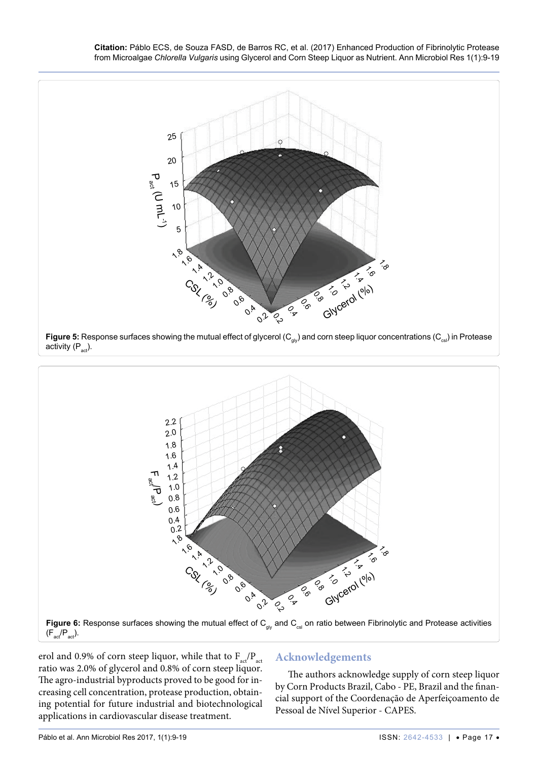Figure 5: Response surfaces showing the mutual effect of glycerol ($C_{gly}$) and corn steep liquor concentrations ($C_{csl}$) in Protease activity ($P_{act}$).

Figure 6: Response surfaces showing the mutual effect of $C_{gly}$ and $C_{csl}$ on ratio between Fibrinolytic and Protease activities ($F_{act}/P_{act}$).

erol and 0.9% of corn steep liquor, while that to $F_{act}/P_{act}$ ratio was 2.0% of glycerol and 0.8% of corn steep liquor. The agro-industrial byproducts proved to be good for increasing cell concentration, protease production, obtaining potential for future industrial and biotechnological applications in cardiovascular disease treatment.

## Acknowledgements

The authors acknowledge supply of corn steep liquor by Corn Products Brazil, Cabo - PE, Brazil and the financial support of the Coordenação de Aperfeiçoamento de Pessoal de Nível Superior - CAPES.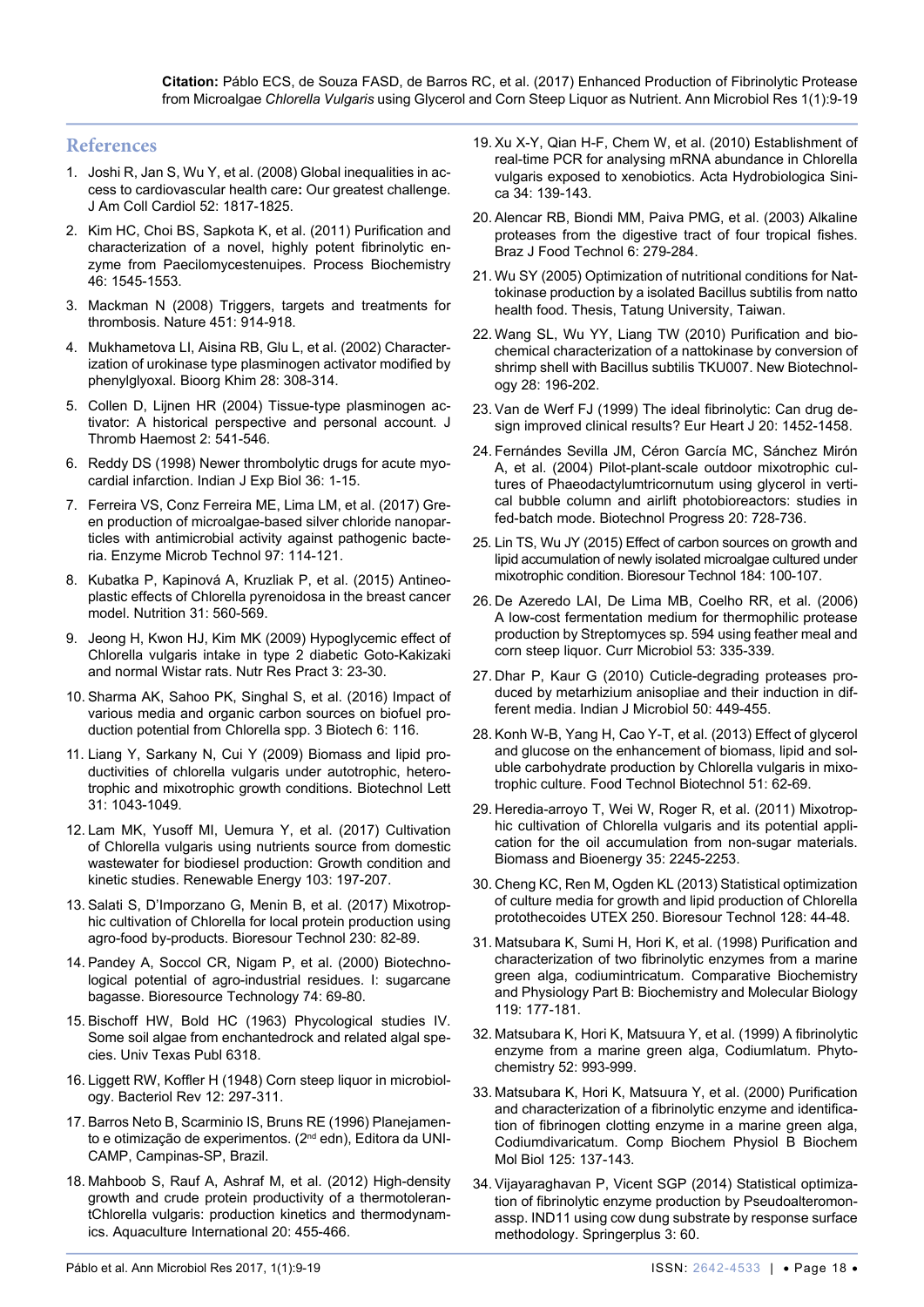## References

1. Joshi R, Jan S, Wu Y, et al. (2008) Global inequalities in access to cardiovascular health care**:** Our greatest challenge. J Am Coll Cardiol 52: 1817-1825.
2. Kim HC, Choi BS, Sapkota K, et al. (2011) Purification and characterization of a novel, highly potent fibrinolytic enzyme from Paecilomycestenuipes. Process Biochemistry 46: 1545-1553.
3. Mackman N (2008) Triggers, targets and treatments for thrombosis. Nature 451: 914-918.
4. Mukhametova LI, Aisina RB, Glu L, et al. (2002) Characterization of urokinase type plasminogen activator modified by phenylglyoxal. Bioorg Khim 28: 308-314.
5. Collen D, Lijnen HR (2004) Tissue-type plasminogen activator: A historical perspective and personal account. J Thromb Haemost 2: 541-546.
6. Reddy DS (1998) Newer thrombolytic drugs for acute myocardial infarction. Indian J Exp Biol 36: 1-15.
7. Ferreira VS, Conz Ferreira ME, Lima LM, et al. (2017) Green production of microalgae-based silver chloride nanoparticles with antimicrobial activity against pathogenic bacteria. Enzyme Microb Technol 97: 114-121.
8. Kubatka P, Kapinová A, Kruzliak P, et al. (2015) Antineoplastic effects of Chlorella pyrenoidosa in the breast cancer model. Nutrition 31: 560-569.
9. Jeong H, Kwon HJ, Kim MK (2009) Hypoglycemic effect of Chlorella vulgaris intake in type 2 diabetic Goto-Kakizaki and normal Wistar rats. Nutr Res Pract 3: 23-30.
10. Sharma AK, Sahoo PK, Singhal S, et al. (2016) Impact of various media and organic carbon sources on biofuel production potential from Chlorella spp. 3 Biotech 6: 116.
11. Liang Y, Sarkany N, Cui Y (2009) Biomass and lipid productivities of chlorella vulgaris under autotrophic, heterotrophic and mixotrophic growth conditions. Biotechnol Lett 31: 1043-1049.
12. Lam MK, Yusoff MI, Uemura Y, et al. (2017) Cultivation of Chlorella vulgaris using nutrients source from domestic wastewater for biodiesel production: Growth condition and kinetic studies. Renewable Energy 103: 197-207.
13. Salati S, D'Imporzano G, Menin B, et al. (2017) Mixotrophic cultivation of Chlorella for local protein production using agro-food by-products. Bioresour Technol 230: 82-89.
14. Pandey A, Soccol CR, Nigam P, et al. (2000) Biotechnological potential of agro-industrial residues. I: sugarcane bagasse. Bioresource Technology 74: 69-80.
15. Bischoff HW, Bold HC (1963) Phycological studies IV. Some soil algae from enchantedrock and related algal species. Univ Texas Publ 6318.
16. Liggett RW, Koffler H (1948) Corn steep liquor in microbiology. Bacteriol Rev 12: 297-311.
17. Barros Neto B, Scarminio IS, Bruns RE (1996) Planejamento e otimização de experimentos. (2nd edn), Editora da UNICAMP, Campinas-SP, Brazil.
18. Mahboob S, Rauf A, Ashraf M, et al. (2012) High-density growth and crude protein productivity of a thermotolerantChlorella vulgaris: production kinetics and thermodynamics. Aquaculture International 20: 455-466.
19. Xu X-Y, Qian H-F, Chem W, et al. (2010) Establishment of real-time PCR for analysing mRNA abundance in Chlorella vulgaris exposed to xenobiotics. Acta Hydrobiologica Sinica 34: 139-143.
20. Alencar RB, Biondi MM, Paiva PMG, et al. (2003) Alkaline proteases from the digestive tract of four tropical fishes. Braz J Food Technol 6: 279-284.
21. Wu SY (2005) Optimization of nutritional conditions for Nattokinase production by a isolated Bacillus subtilis from natto health food. Thesis, Tatung University, Taiwan.
22. Wang SL, Wu YY, Liang TW (2010) Purification and biochemical characterization of a nattokinase by conversion of shrimp shell with Bacillus subtilis TKU007. New Biotechnology 28: 196-202.
23. Van de Werf FJ (1999) The ideal fibrinolytic: Can drug design improved clinical results? Eur Heart J 20: 1452-1458.
24. Fernándes Sevilla JM, Céron García MC, Sánchez Mirón A, et al. (2004) Pilot-plant-scale outdoor mixotrophic cultures of Phaeodactylumtricornutum using glycerol in vertical bubble column and airlift photobioreactors: studies in fed-batch mode. Biotechnol Progress 20: 728-736.
25. Lin TS, Wu JY (2015) Effect of carbon sources on growth and lipid accumulation of newly isolated microalgae cultured under mixotrophic condition. Bioresour Technol 184: 100-107.
26. De Azeredo LAI, De Lima MB, Coelho RR, et al. (2006) A low-cost fermentation medium for thermophilic protease production by Streptomyces sp. 594 using feather meal and corn steep liquor. Curr Microbiol 53: 335-339.
27. Dhar P, Kaur G (2010) Cuticle-degrading proteases produced by metarhizium anisopliae and their induction in different media. Indian J Microbiol 50: 449-455.
28. Konh W-B, Yang H, Cao Y-T, et al. (2013) Effect of glycerol and glucose on the enhancement of biomass, lipid and soluble carbohydrate production by Chlorella vulgaris in mixotrophic culture. Food Technol Biotechnol 51: 62-69.
29. Heredia-arroyo T, Wei W, Roger R, et al. (2011) Mixotrophic cultivation of Chlorella vulgaris and its potential application for the oil accumulation from non-sugar materials. Biomass and Bioenergy 35: 2245-2253.
30. Cheng KC, Ren M, Ogden KL (2013) Statistical optimization of culture media for growth and lipid production of Chlorella protothecoides UTEX 250. Bioresour Technol 128: 44-48.
31. Matsubara K, Sumi H, Hori K, et al. (1998) Purification and characterization of two fibrinolytic enzymes from a marine green alga, codiumintricatum. Comparative Biochemistry and Physiology Part B: Biochemistry and Molecular Biology 119: 177-181.
32. Matsubara K, Hori K, Matsuura Y, et al. (1999) A fibrinolytic enzyme from a marine green alga, Codiumlatum. Phytochemistry 52: 993-999.
33. Matsubara K, Hori K, Matsuura Y, et al. (2000) Purification and characterization of a fibrinolytic enzyme and identification of fibrinogen clotting enzyme in a marine green alga, Codiumdivaricatum. Comp Biochem Physiol B Biochem Mol Biol 125: 137-143.
34. Vijayaraghavan P, Vicent SGP (2014) Statistical optimization of fibrinolytic enzyme production by Pseudoalteromonassp. IND11 using cow dung substrate by response surface methodology. Springerplus 3: 60.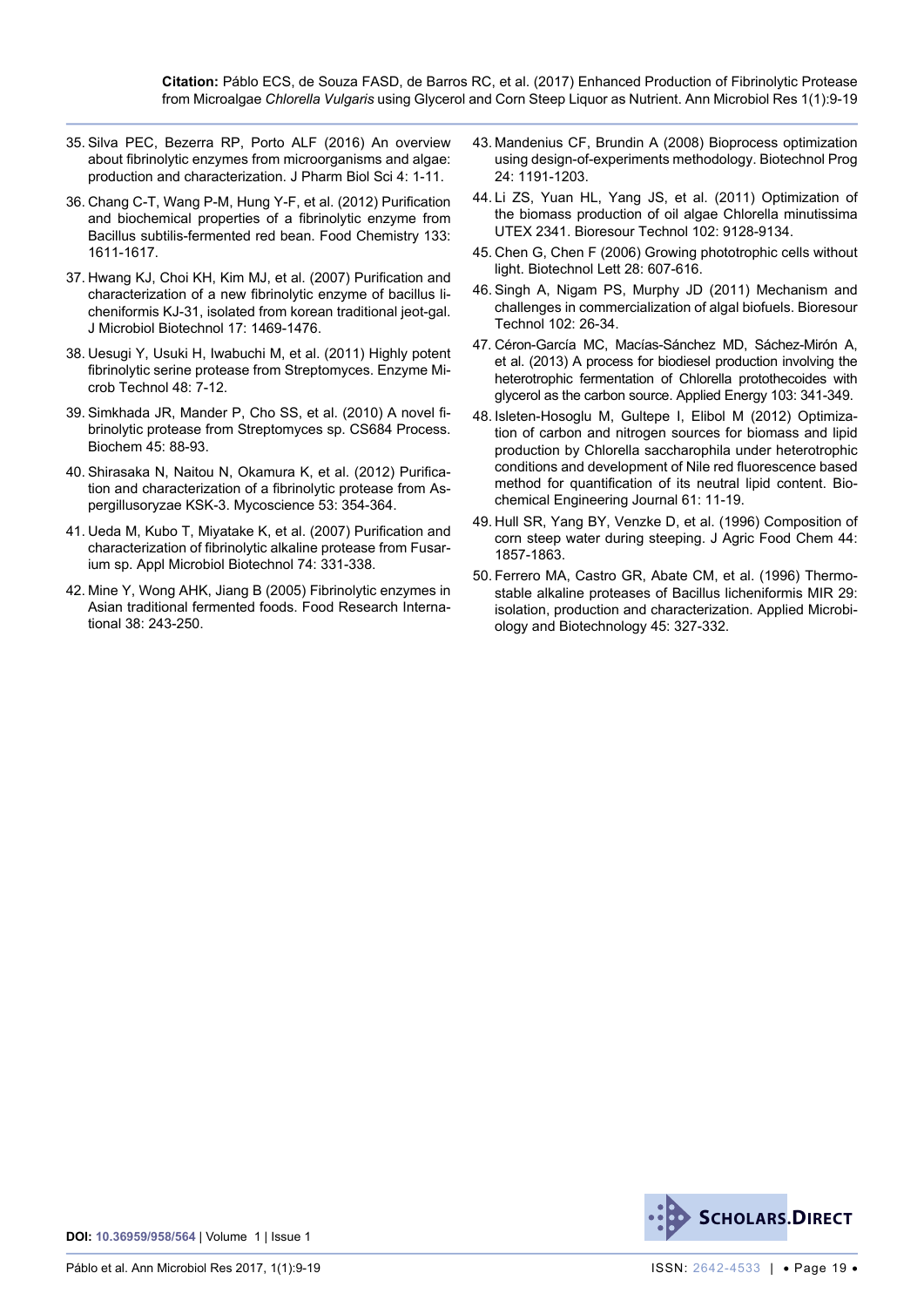35. Silva PEC, Bezerra RP, Porto ALF (2016) An overview about fibrinolytic enzymes from microorganisms and algae: production and characterization. J Pharm Biol Sci 4: 1-11.

36. Chang C-T, Wang P-M, Hung Y-F, et al. (2012) Purification and biochemical properties of a fibrinolytic enzyme from Bacillus subtilis-fermented red bean. Food Chemistry 133: 1611-1617.

37. Hwang KJ, Choi KH, Kim MJ, et al. (2007) Purification and characterization of a new fibrinolytic enzyme of bacillus licheniformis KJ-31, isolated from korean traditional jeot-gal. J Microbiol Biotechnol 17: 1469-1476.

38. Uesugi Y, Usuki H, Iwabuchi M, et al. (2011) Highly potent fibrinolytic serine protease from Streptomyces. Enzyme Microb Technol 48: 7-12.

39. Simkhada JR, Mander P, Cho SS, et al. (2010) A novel fibrinolytic protease from Streptomyces sp. CS684 Process. Biochem 45: 88-93.

40. Shirasaka N, Naitou N, Okamura K, et al. (2012) Purification and characterization of a fibrinolytic protease from Aspergillusoryzae KSK-3. Mycoscience 53: 354-364.

41. Ueda M, Kubo T, Miyatake K, et al. (2007) Purification and characterization of fibrinolytic alkaline protease from Fusarium sp. Appl Microbiol Biotechnol 74: 331-338.

42. Mine Y, Wong AHK, Jiang B (2005) Fibrinolytic enzymes in Asian traditional fermented foods. Food Research International 38: 243-250.

43. Mandenius CF, Brundin A (2008) Bioprocess optimization using design-of-experiments methodology. Biotechnol Prog 24: 1191-1203.

44. Li ZS, Yuan HL, Yang JS, et al. (2011) Optimization of the biomass production of oil algae Chlorella minutissima UTEX 2341. Bioresour Technol 102: 9128-9134.

45. Chen G, Chen F (2006) Growing phototrophic cells without light. Biotechnol Lett 28: 607-616.

46. Singh A, Nigam PS, Murphy JD (2011) Mechanism and challenges in commercialization of algal biofuels. Bioresour Technol 102: 26-34.

47. Céron-García MC, Macías-Sánchez MD, Sáchez-Mirón A, et al. (2013) A process for biodiesel production involving the heterotrophic fermentation of Chlorella protothecoides with glycerol as the carbon source. Applied Energy 103: 341-349.

48. Isleten-Hosoglu M, Gultepe I, Elibol M (2012) Optimization of carbon and nitrogen sources for biomass and lipid production by Chlorella saccharophila under heterotrophic conditions and development of Nile red fluorescence based method for quantification of its neutral lipid content. Biochemical Engineering Journal 61: 11-19.

49. Hull SR, Yang BY, Venzke D, et al. (1996) Composition of corn steep water during steeping. J Agric Food Chem 44: 1857-1863.

50. Ferrero MA, Castro GR, Abate CM, et al. (1996) Thermostable alkaline proteases of Bacillus licheniformis MIR 29: isolation, production and characterization. Applied Microbiology and Biotechnology 45: 327-332.